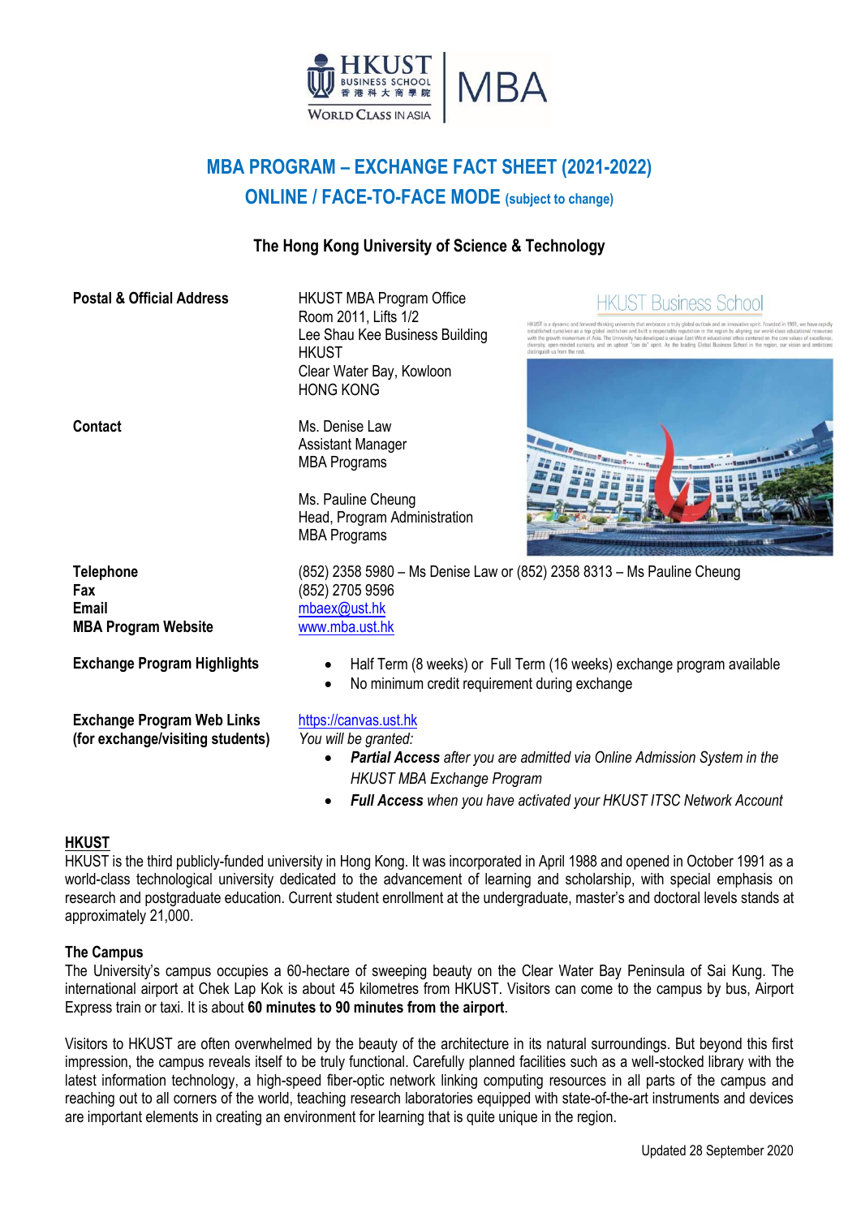# MBA PROGRAM – EXCHANGE FACT SHEET (2021-2022)

## ONLINE / FACE-TO-FACE MODE (subject to change)

### The Hong Kong University of Science & Technology

**Postal & Official Address**

HKUST MBA Program Office
Room 2011, Lifts 1/2
Lee Shau Kee Business Building
HKUST
Clear Water Bay, Kowloon
HONG KONG

**Contact**

Ms. Denise Law
Assistant Manager
MBA Programs

Ms. Pauline Cheung
Head, Program Administration
MBA Programs

**Telephone** (852) 2358 5980 – Ms Denise Law or (852) 2358 8313 – Ms Pauline Cheung

**Fax** (852) 2705 9596

**Email** mbaex@ust.hk

**MBA Program Website** www.mba.ust.hk

**Exchange Program Highlights**

- Half Term (8 weeks) or Full Term (16 weeks) exchange program available
- No minimum credit requirement during exchange

**Exchange Program Web Links (for exchange/visiting students)**

https://canvas.ust.hk

*You will be granted:*

- ***Partial Access** after you are admitted via Online Admission System in the HKUST MBA Exchange Program*
- ***Full Access** when you have activated your HKUST ITSC Network Account*

## HKUST

HKUST is the third publicly-funded university in Hong Kong. It was incorporated in April 1988 and opened in October 1991 as a world-class technological university dedicated to the advancement of learning and scholarship, with special emphasis on research and postgraduate education. Current student enrollment at the undergraduate, master's and doctoral levels stands at approximately 21,000.

### The Campus

The University's campus occupies a 60-hectare of sweeping beauty on the Clear Water Bay Peninsula of Sai Kung. The international airport at Chek Lap Kok is about 45 kilometres from HKUST. Visitors can come to the campus by bus, Airport Express train or taxi. It is about **60 minutes to 90 minutes from the airport**.

Visitors to HKUST are often overwhelmed by the beauty of the architecture in its natural surroundings. But beyond this first impression, the campus reveals itself to be truly functional. Carefully planned facilities such as a well-stocked library with the latest information technology, a high-speed fiber-optic network linking computing resources in all parts of the campus and reaching out to all corners of the world, teaching research laboratories equipped with state-of-the-art instruments and devices are important elements in creating an environment for learning that is quite unique in the region.

Updated 28 September 2020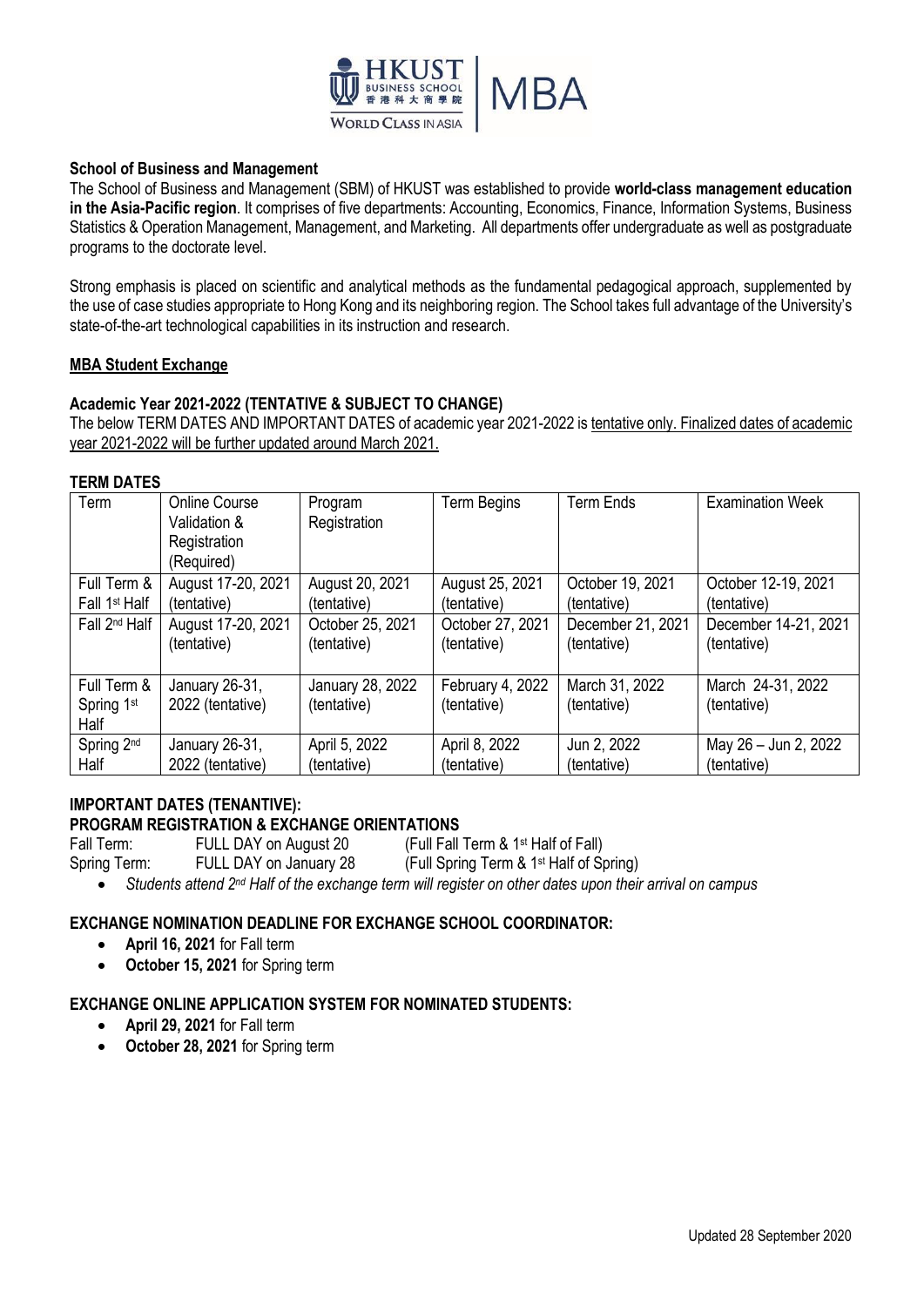### School of Business and Management

The School of Business and Management (SBM) of HKUST was established to provide **world-class management education in the Asia-Pacific region**. It comprises of five departments: Accounting, Economics, Finance, Information Systems, Business Statistics & Operation Management, Management, and Marketing. All departments offer undergraduate as well as postgraduate programs to the doctorate level.

Strong emphasis is placed on scientific and analytical methods as the fundamental pedagogical approach, supplemented by the use of case studies appropriate to Hong Kong and its neighboring region. The School takes full advantage of the University's state-of-the-art technological capabilities in its instruction and research.

### MBA Student Exchange

### Academic Year 2021-2022 (TENTATIVE & SUBJECT TO CHANGE)

The below TERM DATES AND IMPORTANT DATES of academic year 2021-2022 is tentative only. Finalized dates of academic year 2021-2022 will be further updated around March 2021.

### TERM DATES

| Term | Online Course Validation & Registration (Required) | Program Registration | Term Begins | Term Ends | Examination Week |
|---|---|---|---|---|---|
| Full Term & Fall 1st Half | August 17-20, 2021 (tentative) | August 20, 2021 (tentative) | August 25, 2021 (tentative) | October 19, 2021 (tentative) | October 12-19, 2021 (tentative) |
| Fall 2nd Half | August 17-20, 2021 (tentative) | October 25, 2021 (tentative) | October 27, 2021 (tentative) | December 21, 2021 (tentative) | December 14-21, 2021 (tentative) |
| Full Term & Spring 1st Half | January 26-31, 2022 (tentative) | January 28, 2022 (tentative) | February 4, 2022 (tentative) | March 31, 2022 (tentative) | March 24-31, 2022 (tentative) |
| Spring 2nd Half | January 26-31, 2022 (tentative) | April 5, 2022 (tentative) | April 8, 2022 (tentative) | Jun 2, 2022 (tentative) | May 26 – Jun 2, 2022 (tentative) |

### IMPORTANT DATES (TENANTIVE):

### PROGRAM REGISTRATION & EXCHANGE ORIENTATIONS

Fall Term: FULL DAY on August 20 (Full Fall Term & 1st Half of Fall)

Spring Term: FULL DAY on January 28 (Full Spring Term & 1st Half of Spring)

- *Students attend 2nd Half of the exchange term will register on other dates upon their arrival on campus*

### EXCHANGE NOMINATION DEADLINE FOR EXCHANGE SCHOOL COORDINATOR:

- **April 16, 2021** for Fall term
- **October 15, 2021** for Spring term

### EXCHANGE ONLINE APPLICATION SYSTEM FOR NOMINATED STUDENTS:

- **April 29, 2021** for Fall term
- **October 28, 2021** for Spring term

Updated 28 September 2020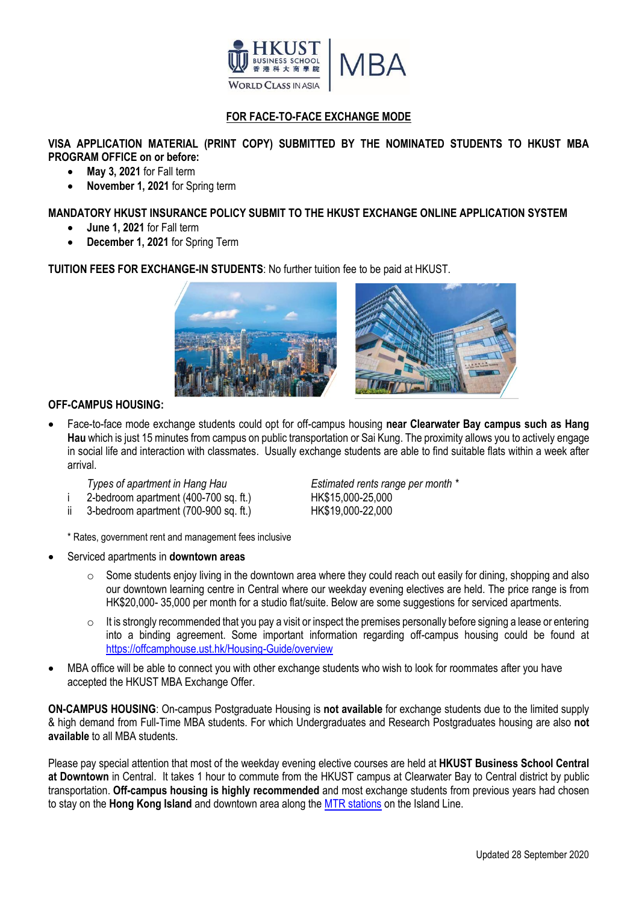## FOR FACE-TO-FACE EXCHANGE MODE

**VISA APPLICATION MATERIAL (PRINT COPY) SUBMITTED BY THE NOMINATED STUDENTS TO HKUST MBA PROGRAM OFFICE on or before:**

- **May 3, 2021** for Fall term
- **November 1, 2021** for Spring term

**MANDATORY HKUST INSURANCE POLICY SUBMIT TO THE HKUST EXCHANGE ONLINE APPLICATION SYSTEM**

- **June 1, 2021** for Fall term
- **December 1, 2021** for Spring Term

**TUITION FEES FOR EXCHANGE-IN STUDENTS**: No further tuition fee to be paid at HKUST.

**OFF-CAMPUS HOUSING:**

- Face-to-face mode exchange students could opt for off-campus housing **near Clearwater Bay campus such as Hang Hau** which is just 15 minutes from campus on public transportation or Sai Kung. The proximity allows you to actively engage in social life and interaction with classmates. Usually exchange students are able to find suitable flats within a week after arrival.

| | *Types of apartment in Hang Hau* | *Estimated rents range per month \** |
|---|---|---|
| i | 2-bedroom apartment (400-700 sq. ft.) | HK$15,000-25,000 |
| ii | 3-bedroom apartment (700-900 sq. ft.) | HK$19,000-22,000 |

\* Rates, government rent and management fees inclusive

- Serviced apartments in **downtown areas**
  - Some students enjoy living in the downtown area where they could reach out easily for dining, shopping and also our downtown learning centre in Central where our weekday evening electives are held. The price range is from HK$20,000- 35,000 per month for a studio flat/suite. Below are some suggestions for serviced apartments.
  - It is strongly recommended that you pay a visit or inspect the premises personally before signing a lease or entering into a binding agreement. Some important information regarding off-campus housing could be found at https://offcamphouse.ust.hk/Housing-Guide/overview
- MBA office will be able to connect you with other exchange students who wish to look for roommates after you have accepted the HKUST MBA Exchange Offer.

**ON-CAMPUS HOUSING**: On-campus Postgraduate Housing is **not available** for exchange students due to the limited supply & high demand from Full-Time MBA students. For which Undergraduates and Research Postgraduates housing are also **not available** to all MBA students.

Please pay special attention that most of the weekday evening elective courses are held at **HKUST Business School Central at Downtown** in Central. It takes 1 hour to commute from the HKUST campus at Clearwater Bay to Central district by public transportation. **Off-campus housing is highly recommended** and most exchange students from previous years had chosen to stay on the **Hong Kong Island** and downtown area along the MTR stations on the Island Line.

Updated 28 September 2020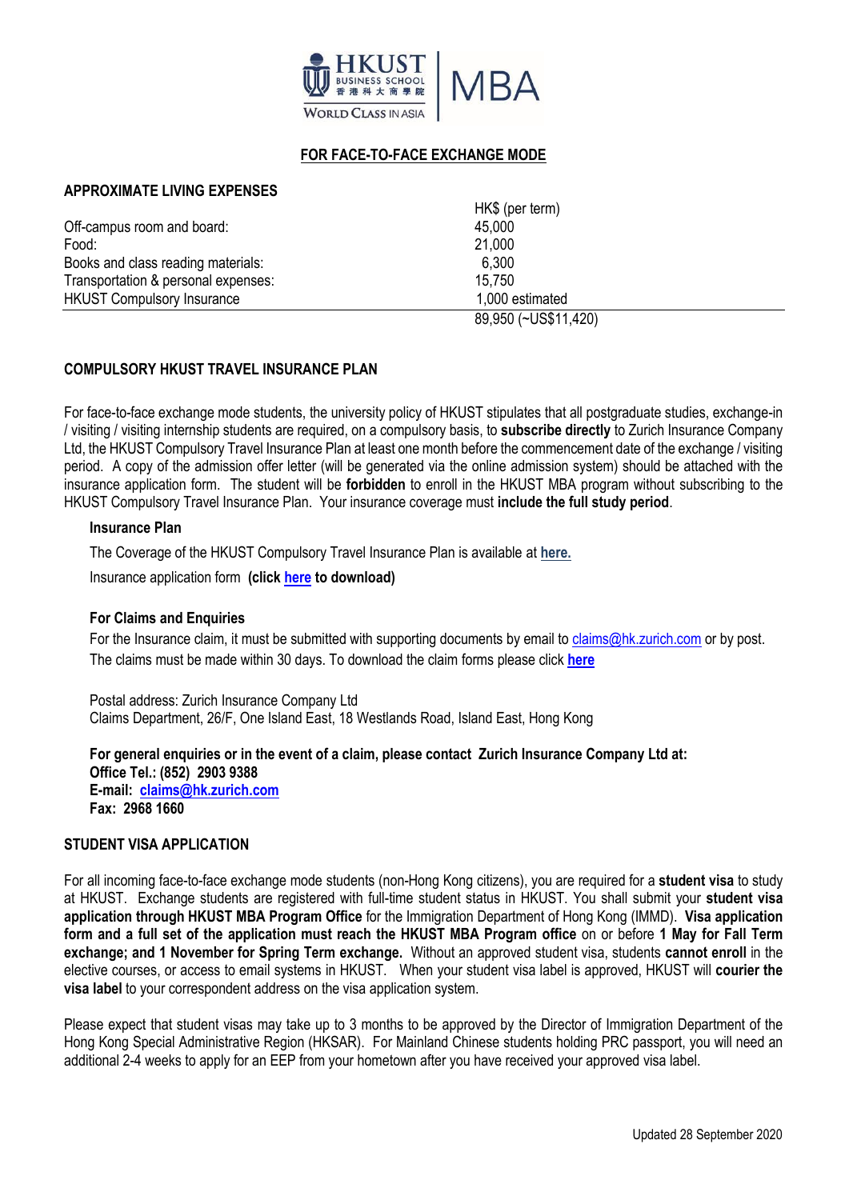## FOR FACE-TO-FACE EXCHANGE MODE

### APPROXIMATE LIVING EXPENSES

| | HK$ (per term) |
|---|---|
| Off-campus room and board: | 45,000 |
| Food: | 21,000 |
| Books and class reading materials: | 6,300 |
| Transportation & personal expenses: | 15,750 |
| HKUST Compulsory Insurance | 1,000 estimated |
| | 89,950 (~US$11,420) |

### COMPULSORY HKUST TRAVEL INSURANCE PLAN

For face-to-face exchange mode students, the university policy of HKUST stipulates that all postgraduate studies, exchange-in / visiting / visiting internship students are required, on a compulsory basis, to **subscribe directly** to Zurich Insurance Company Ltd, the HKUST Compulsory Travel Insurance Plan at least one month before the commencement date of the exchange / visiting period. A copy of the admission offer letter (will be generated via the online admission system) should be attached with the insurance application form. The student will be **forbidden** to enroll in the HKUST MBA program without subscribing to the HKUST Compulsory Travel Insurance Plan. Your insurance coverage must **include the full study period**.

**Insurance Plan**

The Coverage of the HKUST Compulsory Travel Insurance Plan is available at **here.**

Insurance application form **(click here to download)**

**For Claims and Enquiries**

For the Insurance claim, it must be submitted with supporting documents by email to claims@hk.zurich.com or by post. The claims must be made within 30 days. To download the claim forms please click **here**

Postal address: Zurich Insurance Company Ltd
Claims Department, 26/F, One Island East, 18 Westlands Road, Island East, Hong Kong

**For general enquiries or in the event of a claim, please contact Zurich Insurance Company Ltd at:**
**Office Tel.: (852) 2903 9388**
**E-mail: claims@hk.zurich.com**
**Fax: 2968 1660**

### STUDENT VISA APPLICATION

For all incoming face-to-face exchange mode students (non-Hong Kong citizens), you are required for a **student visa** to study at HKUST. Exchange students are registered with full-time student status in HKUST. You shall submit your **student visa application through HKUST MBA Program Office** for the Immigration Department of Hong Kong (IMMD). **Visa application form and a full set of the application must reach the HKUST MBA Program office** on or before **1 May for Fall Term exchange; and 1 November for Spring Term exchange.** Without an approved student visa, students **cannot enroll** in the elective courses, or access to email systems in HKUST. When your student visa label is approved, HKUST will **courier the visa label** to your correspondent address on the visa application system.

Please expect that student visas may take up to 3 months to be approved by the Director of Immigration Department of the Hong Kong Special Administrative Region (HKSAR). For Mainland Chinese students holding PRC passport, you will need an additional 2-4 weeks to apply for an EEP from your hometown after you have received your approved visa label.

Updated 28 September 2020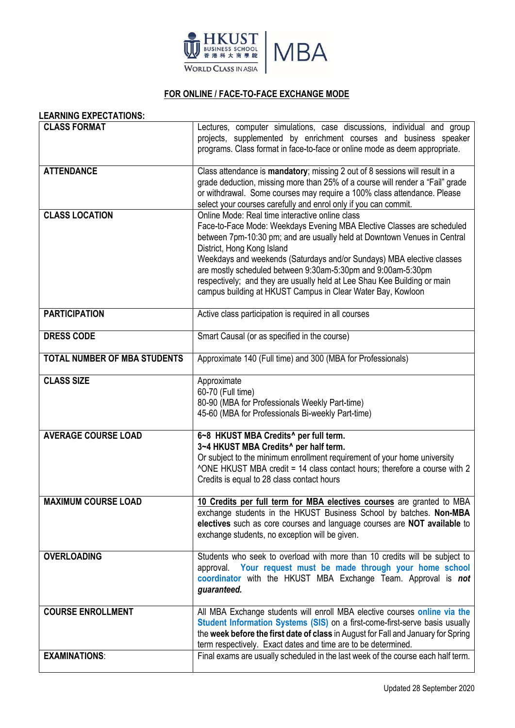## FOR ONLINE / FACE-TO-FACE EXCHANGE MODE

**LEARNING EXPECTATIONS:**

| | |
|---|---|
| **CLASS FORMAT** | Lectures, computer simulations, case discussions, individual and group projects, supplemented by enrichment courses and business speaker programs. Class format in face-to-face or online mode as deem appropriate. |
| **ATTENDANCE** | Class attendance is **mandatory**; missing 2 out of 8 sessions will result in a grade deduction, missing more than 25% of a course will render a "Fail" grade or withdrawal. Some courses may require a 100% class attendance. Please select your courses carefully and enrol only if you can commit. |
| **CLASS LOCATION** | Online Mode: Real time interactive online class<br>Face-to-Face Mode: Weekdays Evening MBA Elective Classes are scheduled between 7pm-10:30 pm; and are usually held at Downtown Venues in Central District, Hong Kong Island<br>Weekdays and weekends (Saturdays and/or Sundays) MBA elective classes are mostly scheduled between 9:30am-5:30pm and 9:00am-5:30pm respectively; and they are usually held at Lee Shau Kee Building or main campus building at HKUST Campus in Clear Water Bay, Kowloon |
| **PARTICIPATION** | Active class participation is required in all courses |
| **DRESS CODE** | Smart Causal (or as specified in the course) |
| **TOTAL NUMBER OF MBA STUDENTS** | Approximate 140 (Full time) and 300 (MBA for Professionals) |
| **CLASS SIZE** | Approximate<br>60-70 (Full time)<br>80-90 (MBA for Professionals Weekly Part-time)<br>45-60 (MBA for Professionals Bi-weekly Part-time) |
| **AVERAGE COURSE LOAD** | **6~8 HKUST MBA Credits^ per full term.**<br>**3~4 HKUST MBA Credits^ per half term.**<br>Or subject to the minimum enrollment requirement of your home university<br>^ONE HKUST MBA credit = 14 class contact hours; therefore a course with 2 Credits is equal to 28 class contact hours |
| **MAXIMUM COURSE LOAD** | **10 Credits per full term for MBA electives courses** are granted to MBA exchange students in the HKUST Business School by batches. **Non-MBA electives** such as core courses and language courses are **NOT available** to exchange students, no exception will be given. |
| **OVERLOADING** | Students who seek to overload with more than 10 credits will be subject to approval. **Your request must be made through your home school coordinator** with the HKUST MBA Exchange Team. Approval is ***not guaranteed.*** |
| **COURSE ENROLLMENT** | All MBA Exchange students will enroll MBA elective courses **online via the Student Information Systems (SIS)** on a first-come-first-serve basis usually the **week before the first date of class** in August for Fall and January for Spring term respectively. Exact dates and time are to be determined. |
| **EXAMINATIONS**: | Final exams are usually scheduled in the last week of the course each half term. |

Updated 28 September 2020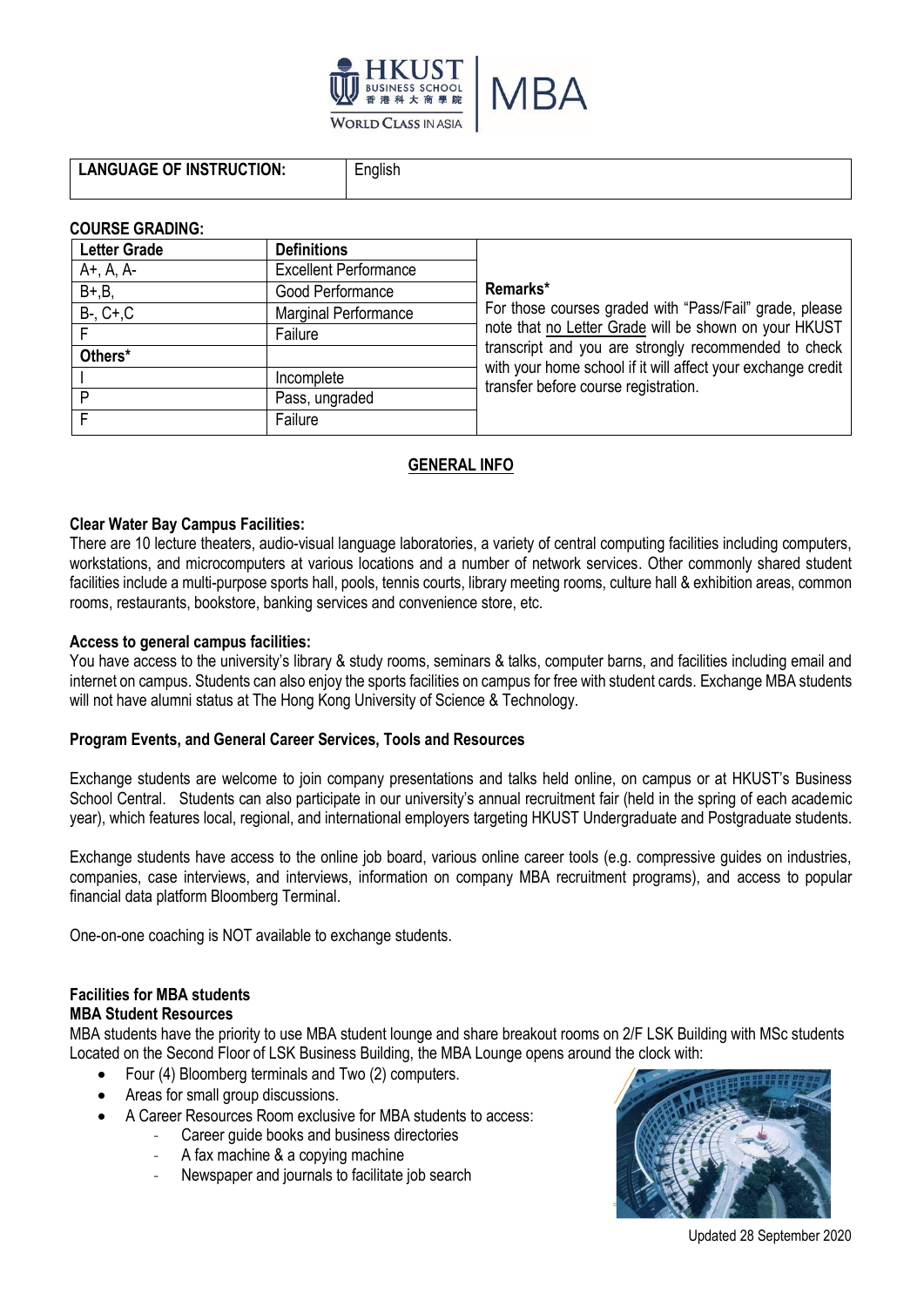| LANGUAGE OF INSTRUCTION: | English |
| --- | --- |

**COURSE GRADING:**

| Letter Grade | Definitions | |
| --- | --- | --- |
| A+, A, A- | Excellent Performance | **Remarks*** For those courses graded with "Pass/Fail" grade, please note that no Letter Grade will be shown on your HKUST transcript and you are strongly recommended to check with your home school if it will affect your exchange credit transfer before course registration. |
| B+,B, | Good Performance | |
| B-, C+,C | Marginal Performance | |
| F | Failure | |
| **Others*** | | |
| I | Incomplete | |
| P | Pass, ungraded | |
| F | Failure | |

## GENERAL INFO

**Clear Water Bay Campus Facilities:**
There are 10 lecture theaters, audio-visual language laboratories, a variety of central computing facilities including computers, workstations, and microcomputers at various locations and a number of network services. Other commonly shared student facilities include a multi-purpose sports hall, pools, tennis courts, library meeting rooms, culture hall & exhibition areas, common rooms, restaurants, bookstore, banking services and convenience store, etc.

**Access to general campus facilities:**
You have access to the university's library & study rooms, seminars & talks, computer barns, and facilities including email and internet on campus. Students can also enjoy the sports facilities on campus for free with student cards. Exchange MBA students will not have alumni status at The Hong Kong University of Science & Technology.

**Program Events, and General Career Services, Tools and Resources**

Exchange students are welcome to join company presentations and talks held online, on campus or at HKUST's Business School Central. Students can also participate in our university's annual recruitment fair (held in the spring of each academic year), which features local, regional, and international employers targeting HKUST Undergraduate and Postgraduate students.

Exchange students have access to the online job board, various online career tools (e.g. compressive guides on industries, companies, case interviews, and interviews, information on company MBA recruitment programs), and access to popular financial data platform Bloomberg Terminal.

One-on-one coaching is NOT available to exchange students.

**Facilities for MBA students**
**MBA Student Resources**
MBA students have the priority to use MBA student lounge and share breakout rooms on 2/F LSK Building with MSc students Located on the Second Floor of LSK Business Building, the MBA Lounge opens around the clock with:

- Four (4) Bloomberg terminals and Two (2) computers.
- Areas for small group discussions.
- A Career Resources Room exclusive for MBA students to access:
  - Career guide books and business directories
  - A fax machine & a copying machine
  - Newspaper and journals to facilitate job search

Updated 28 September 2020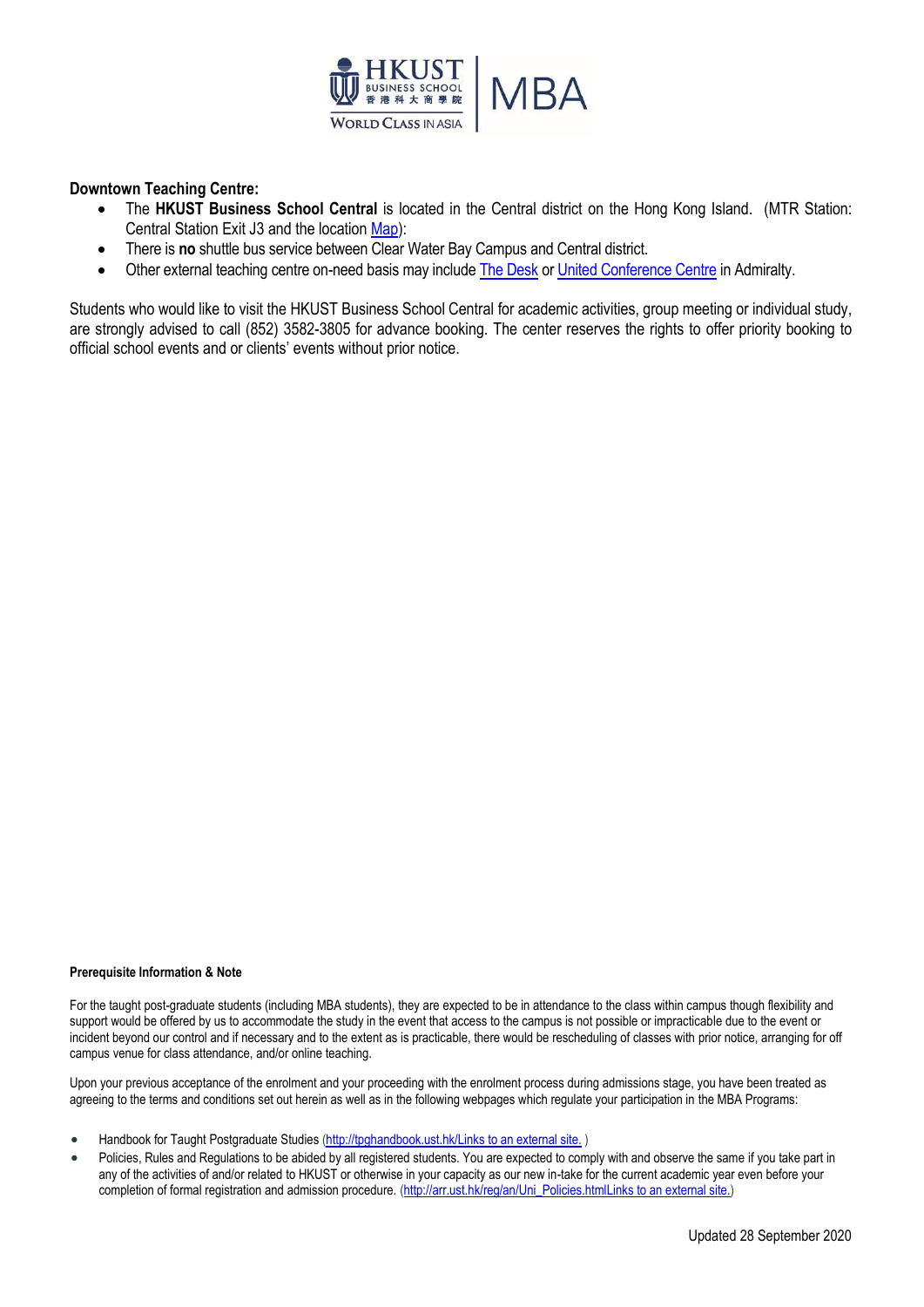**Downtown Teaching Centre:**

- The **HKUST Business School Central** is located in the Central district on the Hong Kong Island. (MTR Station: Central Station Exit J3 and the location Map):
- There is **no** shuttle bus service between Clear Water Bay Campus and Central district.
- Other external teaching centre on-need basis may include The Desk or United Conference Centre in Admiralty.

Students who would like to visit the HKUST Business School Central for academic activities, group meeting or individual study, are strongly advised to call (852) 3582-3805 for advance booking. The center reserves the rights to offer priority booking to official school events and or clients' events without prior notice.

**Prerequisite Information & Note**

For the taught post-graduate students (including MBA students), they are expected to be in attendance to the class within campus though flexibility and support would be offered by us to accommodate the study in the event that access to the campus is not possible or impracticable due to the event or incident beyond our control and if necessary and to the extent as is practicable, there would be rescheduling of classes with prior notice, arranging for off campus venue for class attendance, and/or online teaching.

Upon your previous acceptance of the enrolment and your proceeding with the enrolment process during admissions stage, you have been treated as agreeing to the terms and conditions set out herein as well as in the following webpages which regulate your participation in the MBA Programs:

- Handbook for Taught Postgraduate Studies (http://tpghandbook.ust.hk/Links to an external site. )
- Policies, Rules and Regulations to be abided by all registered students. You are expected to comply with and observe the same if you take part in any of the activities of and/or related to HKUST or otherwise in your capacity as our new in-take for the current academic year even before your completion of formal registration and admission procedure. (http://arr.ust.hk/reg/an/Uni_Policies.htmlLinks to an external site.)

Updated 28 September 2020